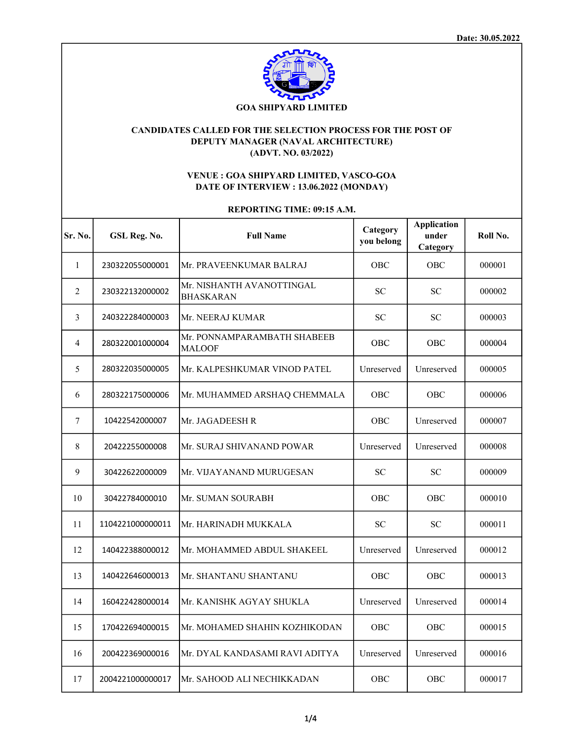Date: 30.05.2022

# GOA SHIPYARD LIMITED

## CANDIDATES CALLED FOR THE SELECTION PROCESS FOR THE POST OF DEPUTY MANAGER (NAVAL ARCHITECTURE) (ADVT. NO. 03/2022)

**VENUE : GOA SHIPYARD LIMITED, VASCO-GOA**
**DATE OF INTERVIEW : 13.06.2022 (MONDAY)**

**REPORTING TIME: 09:15 A.M.**

| Sr. No. | GSL Reg. No. | Full Name | Category you belong | Application under Category | Roll No. |
|---|---|---|---|---|---|
| 1 | 230322055000001 | Mr. PRAVEENKUMAR BALRAJ | OBC | OBC | 000001 |
| 2 | 230322132000002 | Mr. NISHANTH AVANOTTINGAL BHASKARAN | SC | SC | 000002 |
| 3 | 240322284000003 | Mr. NEERAJ KUMAR | SC | SC | 000003 |
| 4 | 280322001000004 | Mr. PONNAMPARAMBATH SHABEEB MALOOF | OBC | OBC | 000004 |
| 5 | 280322035000005 | Mr. KALPESHKUMAR VINOD PATEL | Unreserved | Unreserved | 000005 |
| 6 | 280322175000006 | Mr. MUHAMMED ARSHAQ CHEMMALA | OBC | OBC | 000006 |
| 7 | 10422542000007 | Mr. JAGADEESH R | OBC | Unreserved | 000007 |
| 8 | 20422255000008 | Mr. SURAJ SHIVANAND POWAR | Unreserved | Unreserved | 000008 |
| 9 | 30422622000009 | Mr. VIJAYANAND MURUGESAN | SC | SC | 000009 |
| 10 | 30422784000010 | Mr. SUMAN SOURABH | OBC | OBC | 000010 |
| 11 | 1104221000000011 | Mr. HARINADH MUKKALA | SC | SC | 000011 |
| 12 | 140422388000012 | Mr. MOHAMMED ABDUL SHAKEEL | Unreserved | Unreserved | 000012 |
| 13 | 140422646000013 | Mr. SHANTANU SHANTANU | OBC | OBC | 000013 |
| 14 | 160422428000014 | Mr. KANISHK AGYAY SHUKLA | Unreserved | Unreserved | 000014 |
| 15 | 170422694000015 | Mr. MOHAMED SHAHIN KOZHIKODAN | OBC | OBC | 000015 |
| 16 | 200422369000016 | Mr. DYAL KANDASAMI RAVI ADITYA | Unreserved | Unreserved | 000016 |
| 17 | 2004221000000017 | Mr. SAHOOD ALI NECHIKKADAN | OBC | OBC | 000017 |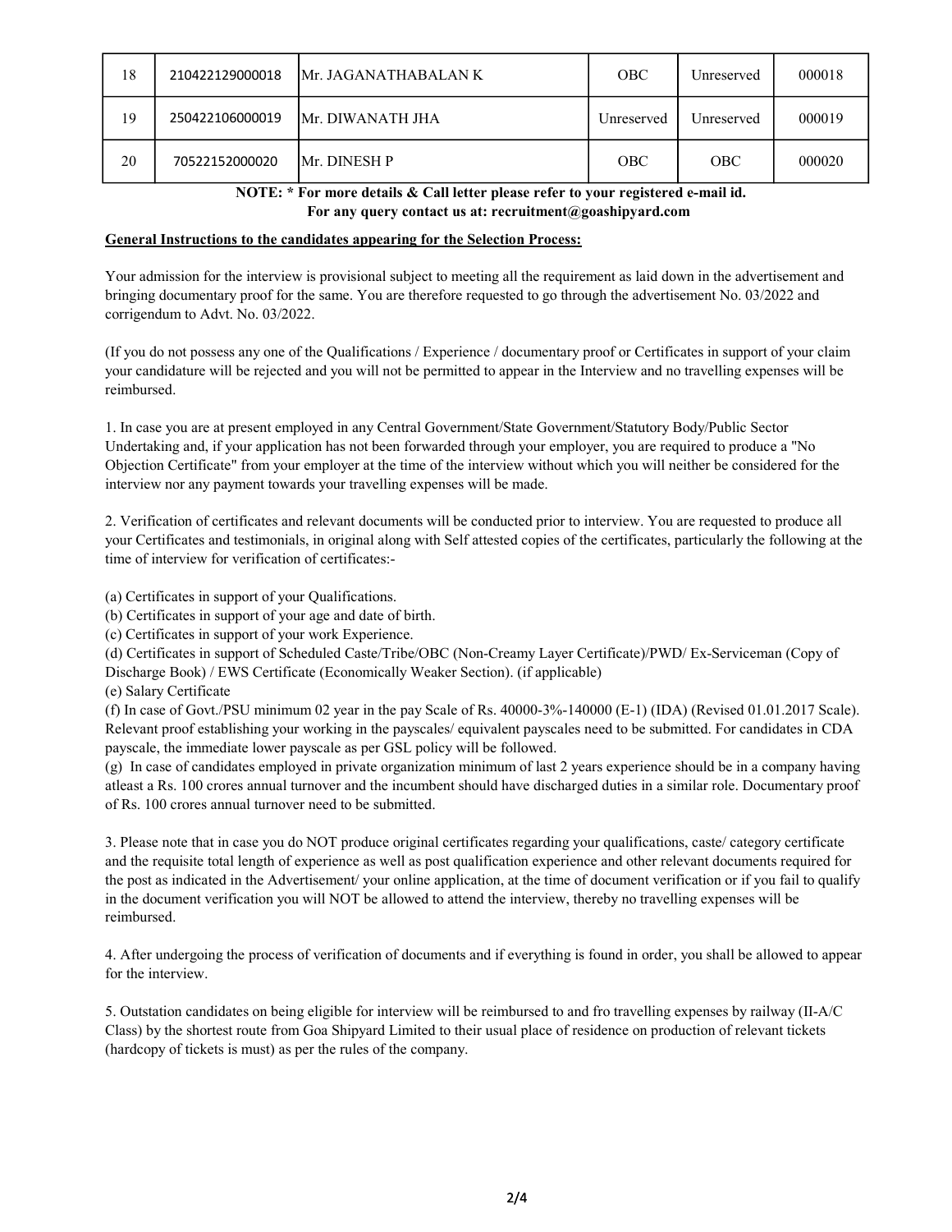| 18 | 210422129000018 | Mr. JAGANATHABALAN K | OBC | Unreserved | 000018 |
|---|---|---|---|---|---|
| 19 | 250422106000019 | Mr. DIWANATH JHA | Unreserved | Unreserved | 000019 |
| 20 | 70522152000020 | Mr. DINESH P | OBC | OBC | 000020 |

**NOTE: * For more details & Call letter please refer to your registered e-mail id.**
**For any query contact us at: recruitment@goashipyard.com**

**General Instructions to the candidates appearing for the Selection Process:**

Your admission for the interview is provisional subject to meeting all the requirement as laid down in the advertisement and bringing documentary proof for the same. You are therefore requested to go through the advertisement No. 03/2022 and corrigendum to Advt. No. 03/2022.

(If you do not possess any one of the Qualifications / Experience / documentary proof or Certificates in support of your claim your candidature will be rejected and you will not be permitted to appear in the Interview and no travelling expenses will be reimbursed.

1. In case you are at present employed in any Central Government/State Government/Statutory Body/Public Sector Undertaking and, if your application has not been forwarded through your employer, you are required to produce a "No Objection Certificate" from your employer at the time of the interview without which you will neither be considered for the interview nor any payment towards your travelling expenses will be made.

2. Verification of certificates and relevant documents will be conducted prior to interview. You are requested to produce all your Certificates and testimonials, in original along with Self attested copies of the certificates, particularly the following at the time of interview for verification of certificates:-

(a) Certificates in support of your Qualifications.
(b) Certificates in support of your age and date of birth.
(c) Certificates in support of your work Experience.
(d) Certificates in support of Scheduled Caste/Tribe/OBC (Non-Creamy Layer Certificate)/PWD/ Ex-Serviceman (Copy of Discharge Book) / EWS Certificate (Economically Weaker Section). (if applicable)
(e) Salary Certificate
(f) In case of Govt./PSU minimum 02 year in the pay Scale of Rs. 40000-3%-140000 (E-1) (IDA) (Revised 01.01.2017 Scale). Relevant proof establishing your working in the payscales/ equivalent payscales need to be submitted. For candidates in CDA payscale, the immediate lower payscale as per GSL policy will be followed.
(g) In case of candidates employed in private organization minimum of last 2 years experience should be in a company having atleast a Rs. 100 crores annual turnover and the incumbent should have discharged duties in a similar role. Documentary proof of Rs. 100 crores annual turnover need to be submitted.

3. Please note that in case you do NOT produce original certificates regarding your qualifications, caste/ category certificate and the requisite total length of experience as well as post qualification experience and other relevant documents required for the post as indicated in the Advertisement/ your online application, at the time of document verification or if you fail to qualify in the document verification you will NOT be allowed to attend the interview, thereby no travelling expenses will be reimbursed.

4. After undergoing the process of verification of documents and if everything is found in order, you shall be allowed to appear for the interview.

5. Outstation candidates on being eligible for interview will be reimbursed to and fro travelling expenses by railway (II-A/C Class) by the shortest route from Goa Shipyard Limited to their usual place of residence on production of relevant tickets (hardcopy of tickets is must) as per the rules of the company.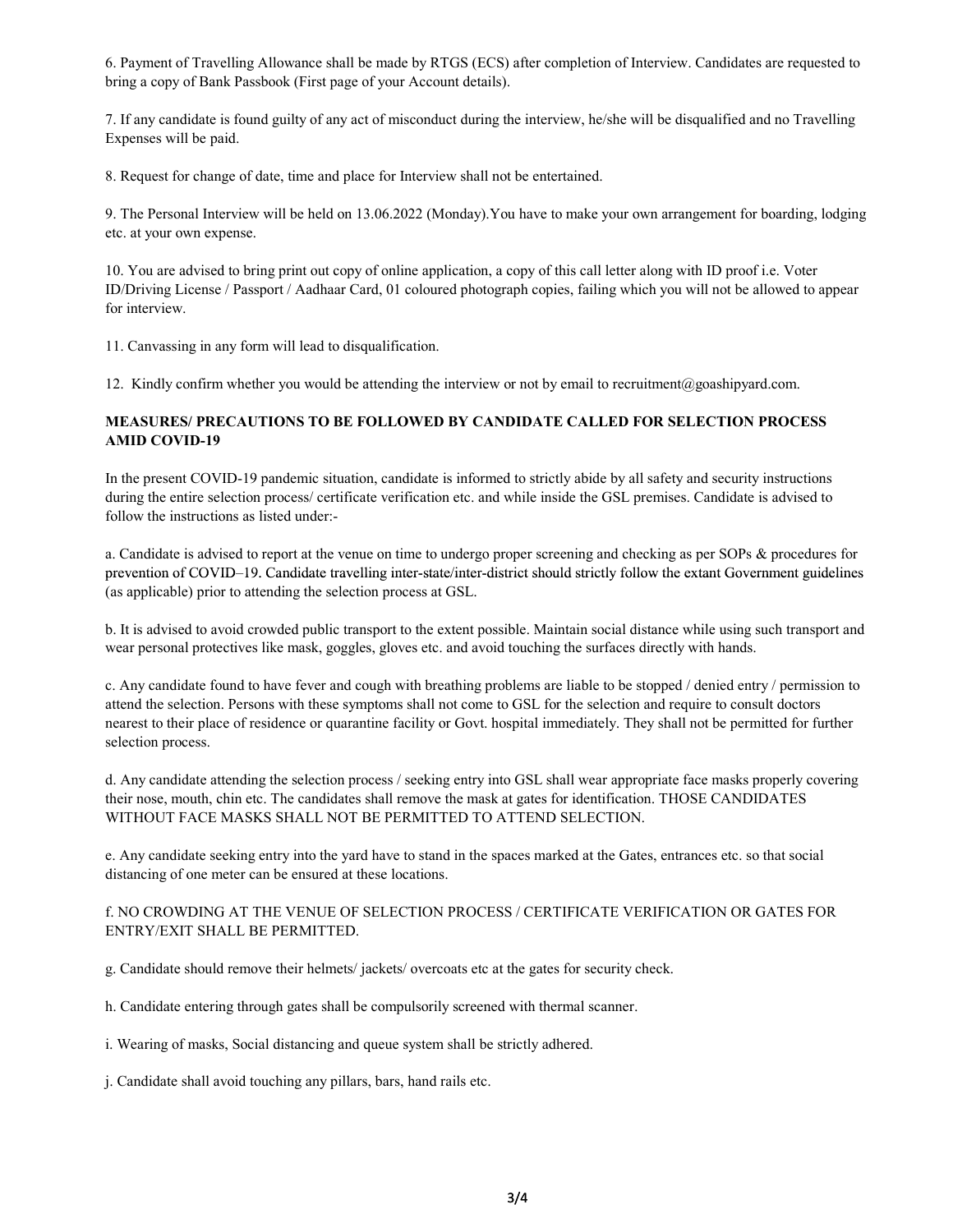6. Payment of Travelling Allowance shall be made by RTGS (ECS) after completion of Interview. Candidates are requested to bring a copy of Bank Passbook (First page of your Account details).

7. If any candidate is found guilty of any act of misconduct during the interview, he/she will be disqualified and no Travelling Expenses will be paid.

8. Request for change of date, time and place for Interview shall not be entertained.

9. The Personal Interview will be held on 13.06.2022 (Monday).You have to make your own arrangement for boarding, lodging etc. at your own expense.

10. You are advised to bring print out copy of online application, a copy of this call letter along with ID proof i.e. Voter ID/Driving License / Passport / Aadhaar Card, 01 coloured photograph copies, failing which you will not be allowed to appear for interview.

11. Canvassing in any form will lead to disqualification.

12. Kindly confirm whether you would be attending the interview or not by email to recruitment@goashipyard.com.

**MEASURES/ PRECAUTIONS TO BE FOLLOWED BY CANDIDATE CALLED FOR SELECTION PROCESS AMID COVID-19**

In the present COVID-19 pandemic situation, candidate is informed to strictly abide by all safety and security instructions during the entire selection process/ certificate verification etc. and while inside the GSL premises. Candidate is advised to follow the instructions as listed under:-

a. Candidate is advised to report at the venue on time to undergo proper screening and checking as per SOPs & procedures for prevention of COVID–19. Candidate travelling inter-state/inter-district should strictly follow the extant Government guidelines (as applicable) prior to attending the selection process at GSL.

b. It is advised to avoid crowded public transport to the extent possible. Maintain social distance while using such transport and wear personal protectives like mask, goggles, gloves etc. and avoid touching the surfaces directly with hands.

c. Any candidate found to have fever and cough with breathing problems are liable to be stopped / denied entry / permission to attend the selection. Persons with these symptoms shall not come to GSL for the selection and require to consult doctors nearest to their place of residence or quarantine facility or Govt. hospital immediately. They shall not be permitted for further selection process.

d. Any candidate attending the selection process / seeking entry into GSL shall wear appropriate face masks properly covering their nose, mouth, chin etc. The candidates shall remove the mask at gates for identification. THOSE CANDIDATES WITHOUT FACE MASKS SHALL NOT BE PERMITTED TO ATTEND SELECTION.

e. Any candidate seeking entry into the yard have to stand in the spaces marked at the Gates, entrances etc. so that social distancing of one meter can be ensured at these locations.

f. NO CROWDING AT THE VENUE OF SELECTION PROCESS / CERTIFICATE VERIFICATION OR GATES FOR ENTRY/EXIT SHALL BE PERMITTED.

g. Candidate should remove their helmets/ jackets/ overcoats etc at the gates for security check.

h. Candidate entering through gates shall be compulsorily screened with thermal scanner.

i. Wearing of masks, Social distancing and queue system shall be strictly adhered.

j. Candidate shall avoid touching any pillars, bars, hand rails etc.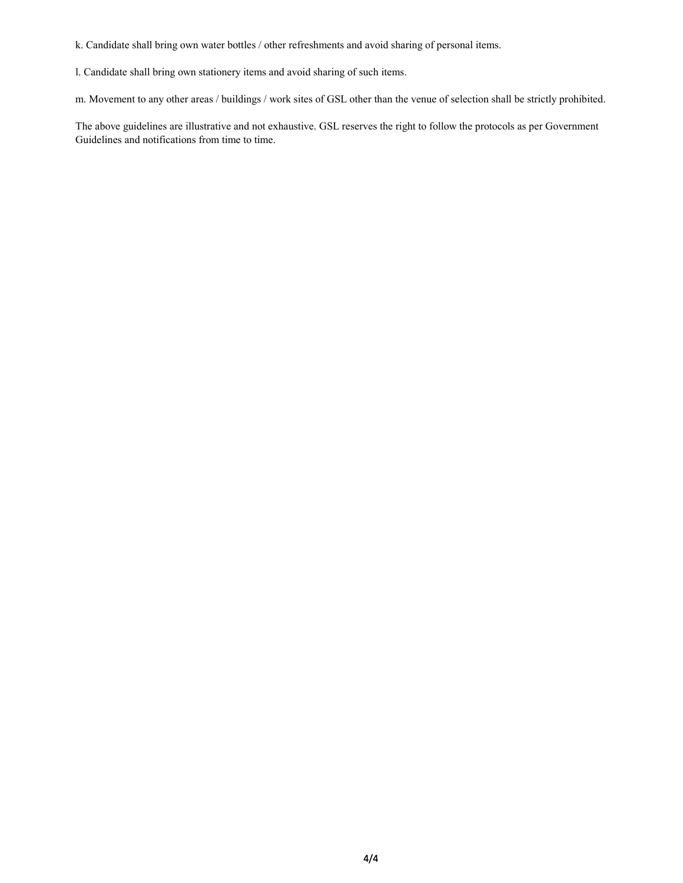k. Candidate shall bring own water bottles / other refreshments and avoid sharing of personal items.

l. Candidate shall bring own stationery items and avoid sharing of such items.

m. Movement to any other areas / buildings / work sites of GSL other than the venue of selection shall be strictly prohibited.

The above guidelines are illustrative and not exhaustive. GSL reserves the right to follow the protocols as per Government Guidelines and notifications from time to time.